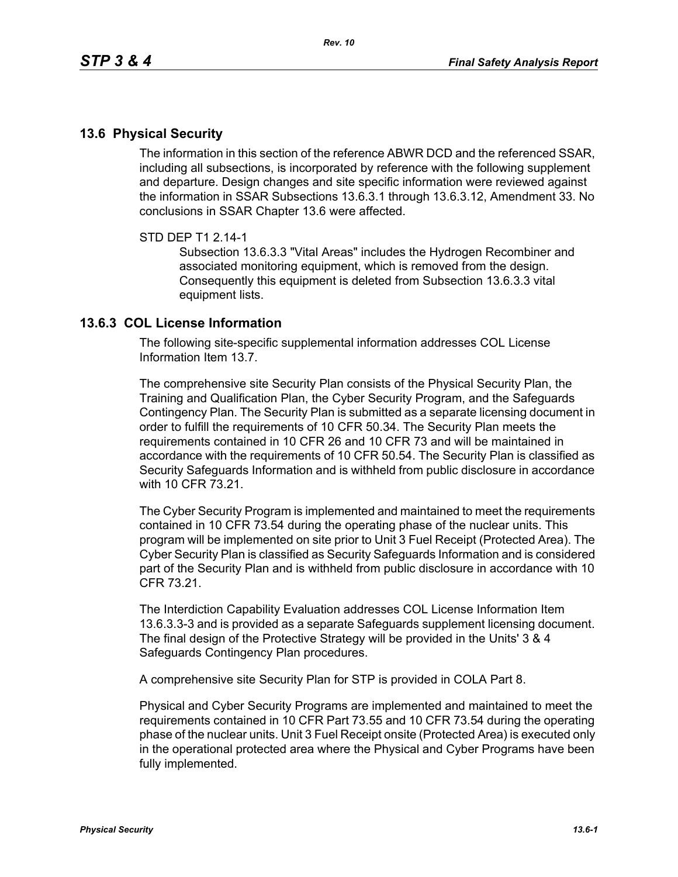## 13.6 Physical Security

The information in this section of the reference ABWR DCD and the referenced SSAR, including all subsections, is incorporated by reference with the following supplement and departure. Design changes and site specific information were reviewed against the information in SSAR Subsections 13.6.3.1 through 13.6.3.12, Amendment 33. No conclusions in SSAR Chapter 13.6 were affected.

STD DEP T1 2.14-1

Subsection 13.6.3.3 "Vital Areas" includes the Hydrogen Recombiner and associated monitoring equipment, which is removed from the design. Consequently this equipment is deleted from Subsection 13.6.3.3 vital equipment lists.

### 13.6.3 COL License Information

The following site-specific supplemental information addresses COL License Information Item 13.7.

The comprehensive site Security Plan consists of the Physical Security Plan, the Training and Qualification Plan, the Cyber Security Program, and the Safeguards Contingency Plan. The Security Plan is submitted as a separate licensing document in order to fulfill the requirements of 10 CFR 50.34. The Security Plan meets the requirements contained in 10 CFR 26 and 10 CFR 73 and will be maintained in accordance with the requirements of 10 CFR 50.54. The Security Plan is classified as Security Safeguards Information and is withheld from public disclosure in accordance with 10 CFR 73.21.

The Cyber Security Program is implemented and maintained to meet the requirements contained in 10 CFR 73.54 during the operating phase of the nuclear units. This program will be implemented on site prior to Unit 3 Fuel Receipt (Protected Area). The Cyber Security Plan is classified as Security Safeguards Information and is considered part of the Security Plan and is withheld from public disclosure in accordance with 10 CFR 73.21.

The Interdiction Capability Evaluation addresses COL License Information Item 13.6.3.3-3 and is provided as a separate Safeguards supplement licensing document. The final design of the Protective Strategy will be provided in the Units' 3 & 4 Safeguards Contingency Plan procedures.

A comprehensive site Security Plan for STP is provided in COLA Part 8.

Physical and Cyber Security Programs are implemented and maintained to meet the requirements contained in 10 CFR Part 73.55 and 10 CFR 73.54 during the operating phase of the nuclear units. Unit 3 Fuel Receipt onsite (Protected Area) is executed only in the operational protected area where the Physical and Cyber Programs have been fully implemented.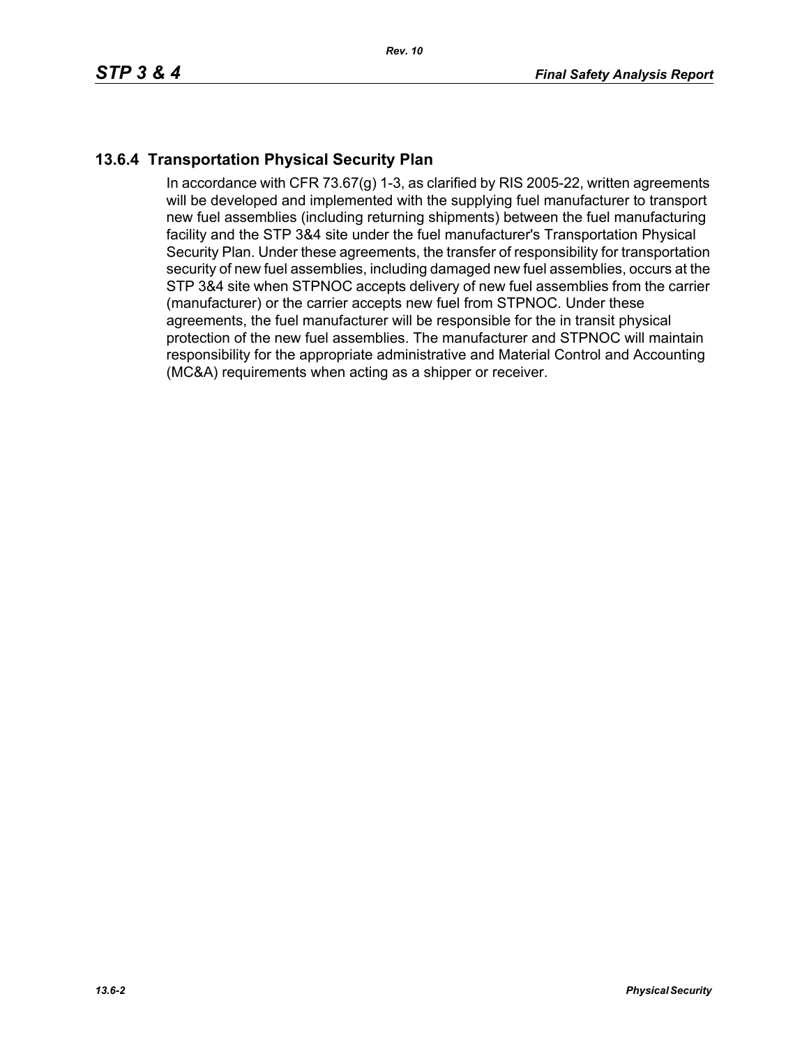## 13.6.4 Transportation Physical Security Plan

In accordance with CFR 73.67(g) 1-3, as clarified by RIS 2005-22, written agreements will be developed and implemented with the supplying fuel manufacturer to transport new fuel assemblies (including returning shipments) between the fuel manufacturing facility and the STP 3&4 site under the fuel manufacturer's Transportation Physical Security Plan. Under these agreements, the transfer of responsibility for transportation security of new fuel assemblies, including damaged new fuel assemblies, occurs at the STP 3&4 site when STPNOC accepts delivery of new fuel assemblies from the carrier (manufacturer) or the carrier accepts new fuel from STPNOC. Under these agreements, the fuel manufacturer will be responsible for the in transit physical protection of the new fuel assemblies. The manufacturer and STPNOC will maintain responsibility for the appropriate administrative and Material Control and Accounting (MC&A) requirements when acting as a shipper or receiver.